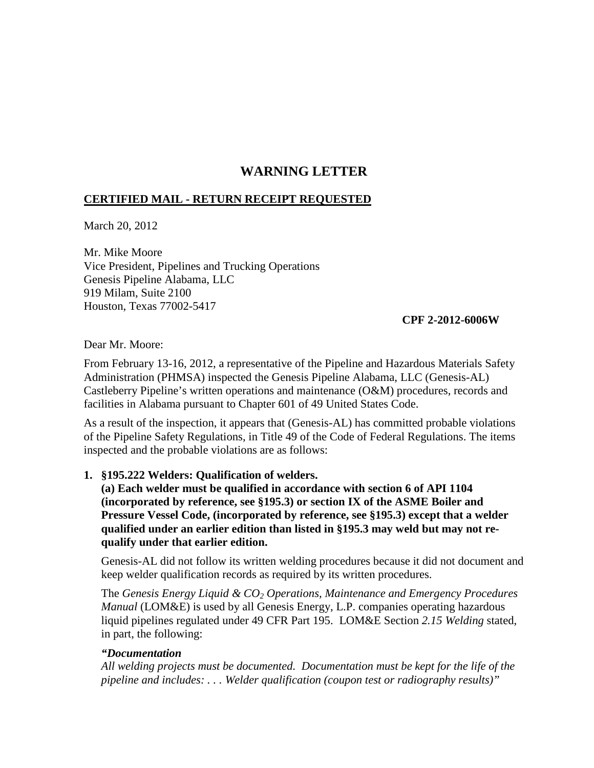# WARNING LETTER

**CERTIFIED MAIL - RETURN RECEIPT REQUESTED**

March 20, 2012

Mr. Mike Moore
Vice President, Pipelines and Trucking Operations
Genesis Pipeline Alabama, LLC
919 Milam, Suite 2100
Houston, Texas 77002-5417

**CPF 2-2012-6006W**

Dear Mr. Moore:

From February 13-16, 2012, a representative of the Pipeline and Hazardous Materials Safety Administration (PHMSA) inspected the Genesis Pipeline Alabama, LLC (Genesis-AL) Castleberry Pipeline's written operations and maintenance (O&M) procedures, records and facilities in Alabama pursuant to Chapter 601 of 49 United States Code.

As a result of the inspection, it appears that (Genesis-AL) has committed probable violations of the Pipeline Safety Regulations, in Title 49 of the Code of Federal Regulations. The items inspected and the probable violations are as follows:

1. **§195.222 Welders: Qualification of welders.**
   **(a) Each welder must be qualified in accordance with section 6 of API 1104 (incorporated by reference, see §195.3) or section IX of the ASME Boiler and Pressure Vessel Code, (incorporated by reference, see §195.3) except that a welder qualified under an earlier edition than listed in §195.3 may weld but may not re-qualify under that earlier edition.**

   Genesis-AL did not follow its written welding procedures because it did not document and keep welder qualification records as required by its written procedures.

   The *Genesis Energy Liquid & $CO_2$ Operations, Maintenance and Emergency Procedures Manual* (LOM&E) is used by all Genesis Energy, L.P. companies operating hazardous liquid pipelines regulated under 49 CFR Part 195. LOM&E Section *2.15 Welding* stated, in part, the following:

   ***"Documentation***
   *All welding projects must be documented. Documentation must be kept for the life of the pipeline and includes: . . . Welder qualification (coupon test or radiography results)"*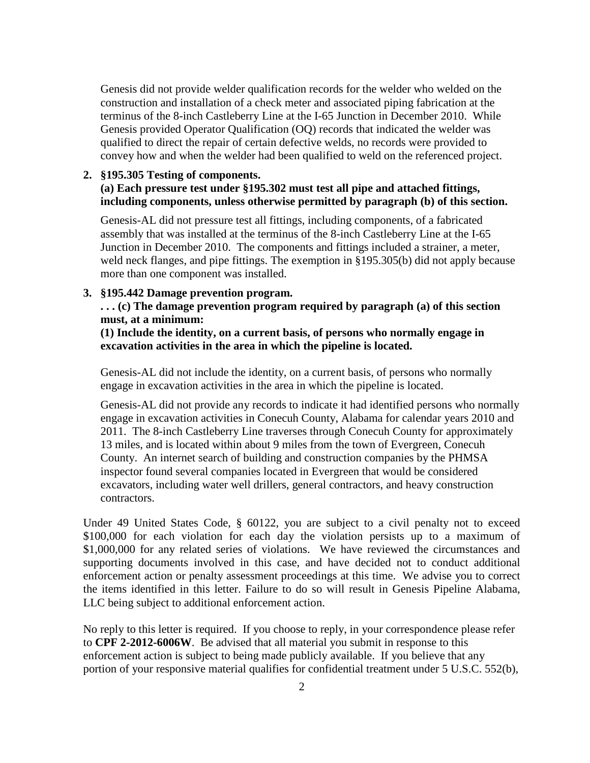Genesis did not provide welder qualification records for the welder who welded on the construction and installation of a check meter and associated piping fabrication at the terminus of the 8-inch Castleberry Line at the I-65 Junction in December 2010. While Genesis provided Operator Qualification (OQ) records that indicated the welder was qualified to direct the repair of certain defective welds, no records were provided to convey how and when the welder had been qualified to weld on the referenced project.

2. **§195.305 Testing of components.**
   **(a) Each pressure test under §195.302 must test all pipe and attached fittings, including components, unless otherwise permitted by paragraph (b) of this section.**

   Genesis-AL did not pressure test all fittings, including components, of a fabricated assembly that was installed at the terminus of the 8-inch Castleberry Line at the I-65 Junction in December 2010. The components and fittings included a strainer, a meter, weld neck flanges, and pipe fittings. The exemption in §195.305(b) did not apply because more than one component was installed.

3. **§195.442 Damage prevention program.**
   **. . . (c) The damage prevention program required by paragraph (a) of this section must, at a minimum:**
   **(1) Include the identity, on a current basis, of persons who normally engage in excavation activities in the area in which the pipeline is located.**

   Genesis-AL did not include the identity, on a current basis, of persons who normally engage in excavation activities in the area in which the pipeline is located.

   Genesis-AL did not provide any records to indicate it had identified persons who normally engage in excavation activities in Conecuh County, Alabama for calendar years 2010 and 2011. The 8-inch Castleberry Line traverses through Conecuh County for approximately 13 miles, and is located within about 9 miles from the town of Evergreen, Conecuh County. An internet search of building and construction companies by the PHMSA inspector found several companies located in Evergreen that would be considered excavators, including water well drillers, general contractors, and heavy construction contractors.

Under 49 United States Code, § 60122, you are subject to a civil penalty not to exceed \$100,000 for each violation for each day the violation persists up to a maximum of \$1,000,000 for any related series of violations. We have reviewed the circumstances and supporting documents involved in this case, and have decided not to conduct additional enforcement action or penalty assessment proceedings at this time. We advise you to correct the items identified in this letter. Failure to do so will result in Genesis Pipeline Alabama, LLC being subject to additional enforcement action.

No reply to this letter is required. If you choose to reply, in your correspondence please refer to **CPF 2-2012-6006W**. Be advised that all material you submit in response to this enforcement action is subject to being made publicly available. If you believe that any portion of your responsive material qualifies for confidential treatment under 5 U.S.C. 552(b),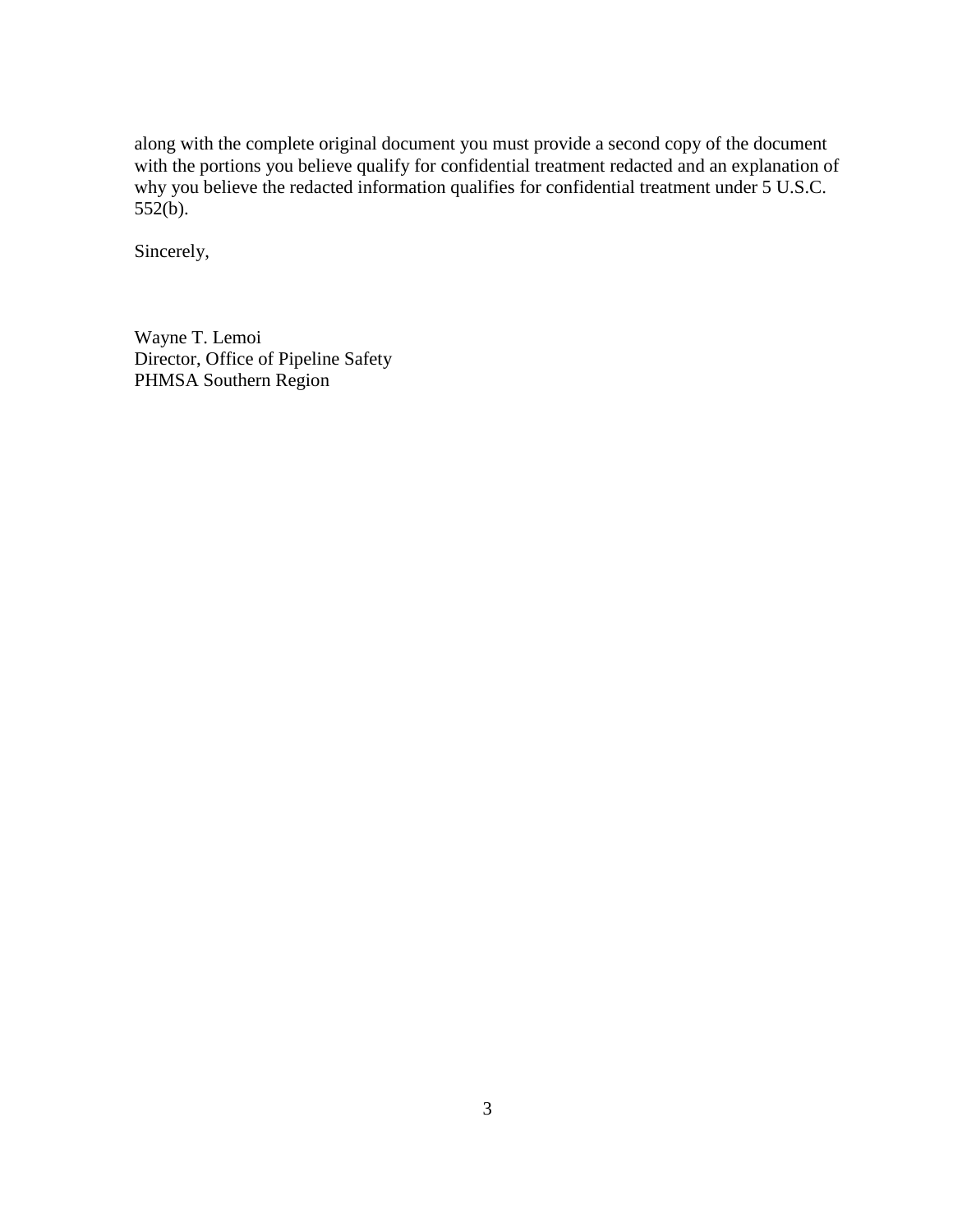along with the complete original document you must provide a second copy of the document with the portions you believe qualify for confidential treatment redacted and an explanation of why you believe the redacted information qualifies for confidential treatment under 5 U.S.C. 552(b).

Sincerely,

Wayne T. Lemoi
Director, Office of Pipeline Safety
PHMSA Southern Region